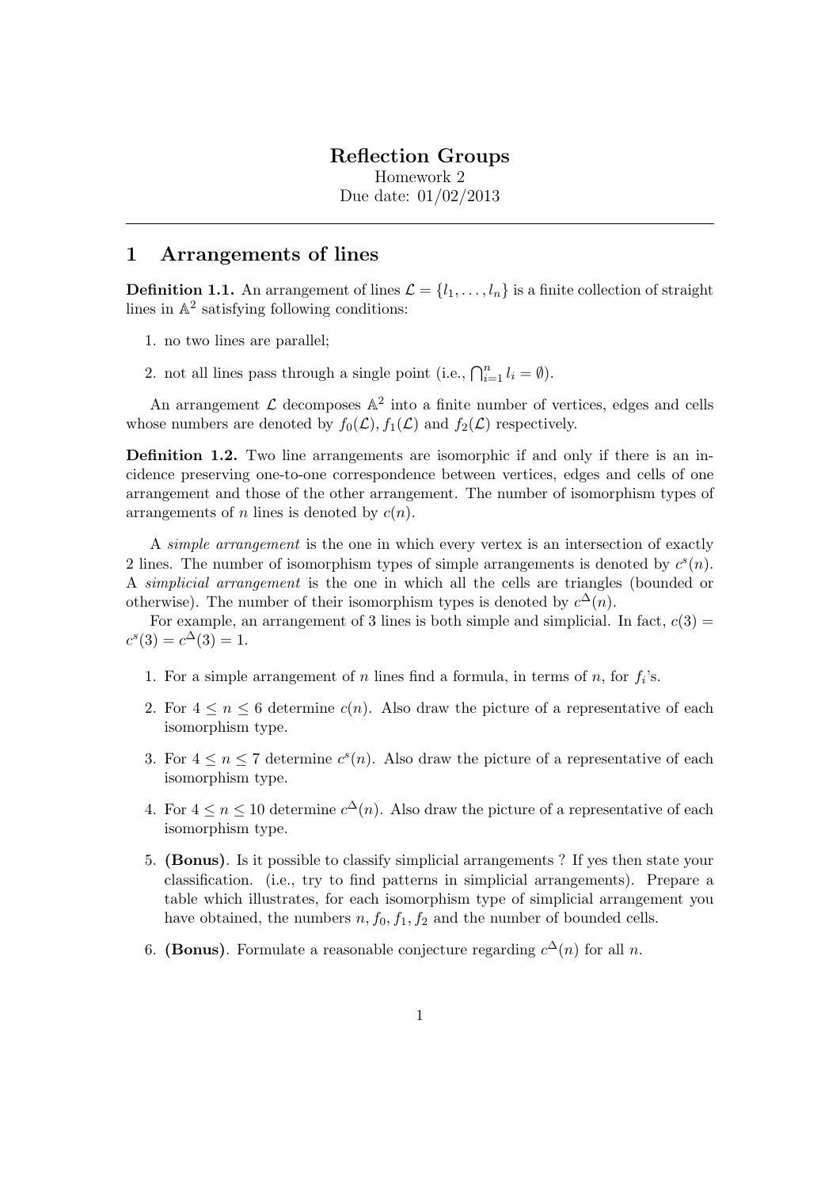# Reflection Groups

Homework 2

Due date: 01/02/2013

---

## 1 Arrangements of lines

**Definition 1.1.** An arrangement of lines $\mathcal{L} = \{l_1, \ldots, l_n\}$ is a finite collection of straight lines in $\mathbb{A}^2$ satisfying following conditions:

1. no two lines are parallel;
2. not all lines pass through a single point (i.e., $\bigcap_{i=1}^{n} l_i = \emptyset$).

An arrangement $\mathcal{L}$ decomposes $\mathbb{A}^2$ into a finite number of vertices, edges and cells whose numbers are denoted by $f_0(\mathcal{L})$, $f_1(\mathcal{L})$ and $f_2(\mathcal{L})$ respectively.

**Definition 1.2.** Two line arrangements are isomorphic if and only if there is an incidence preserving one-to-one correspondence between vertices, edges and cells of one arrangement and those of the other arrangement. The number of isomorphism types of arrangements of $n$ lines is denoted by $c(n)$.

A *simple arrangement* is the one in which every vertex is an intersection of exactly 2 lines. The number of isomorphism types of simple arrangements is denoted by $c^s(n)$. A *simplicial arrangement* is the one in which all the cells are triangles (bounded or otherwise). The number of their isomorphism types is denoted by $c^{\Delta}(n)$.

For example, an arrangement of 3 lines is both simple and simplicial. In fact, $c(3) = c^s(3) = c^{\Delta}(3) = 1$.

1. For a simple arrangement of $n$ lines find a formula, in terms of $n$, for $f_i$'s.
2. For $4 \leq n \leq 6$ determine $c(n)$. Also draw the picture of a representative of each isomorphism type.
3. For $4 \leq n \leq 7$ determine $c^s(n)$. Also draw the picture of a representative of each isomorphism type.
4. For $4 \leq n \leq 10$ determine $c^{\Delta}(n)$. Also draw the picture of a representative of each isomorphism type.
5. **(Bonus)**. Is it possible to classify simplicial arrangements ? If yes then state your classification. (i.e., try to find patterns in simplicial arrangements). Prepare a table which illustrates, for each isomorphism type of simplicial arrangement you have obtained, the numbers $n, f_0, f_1, f_2$ and the number of bounded cells.
6. **(Bonus)**. Formulate a reasonable conjecture regarding $c^{\Delta}(n)$ for all $n$.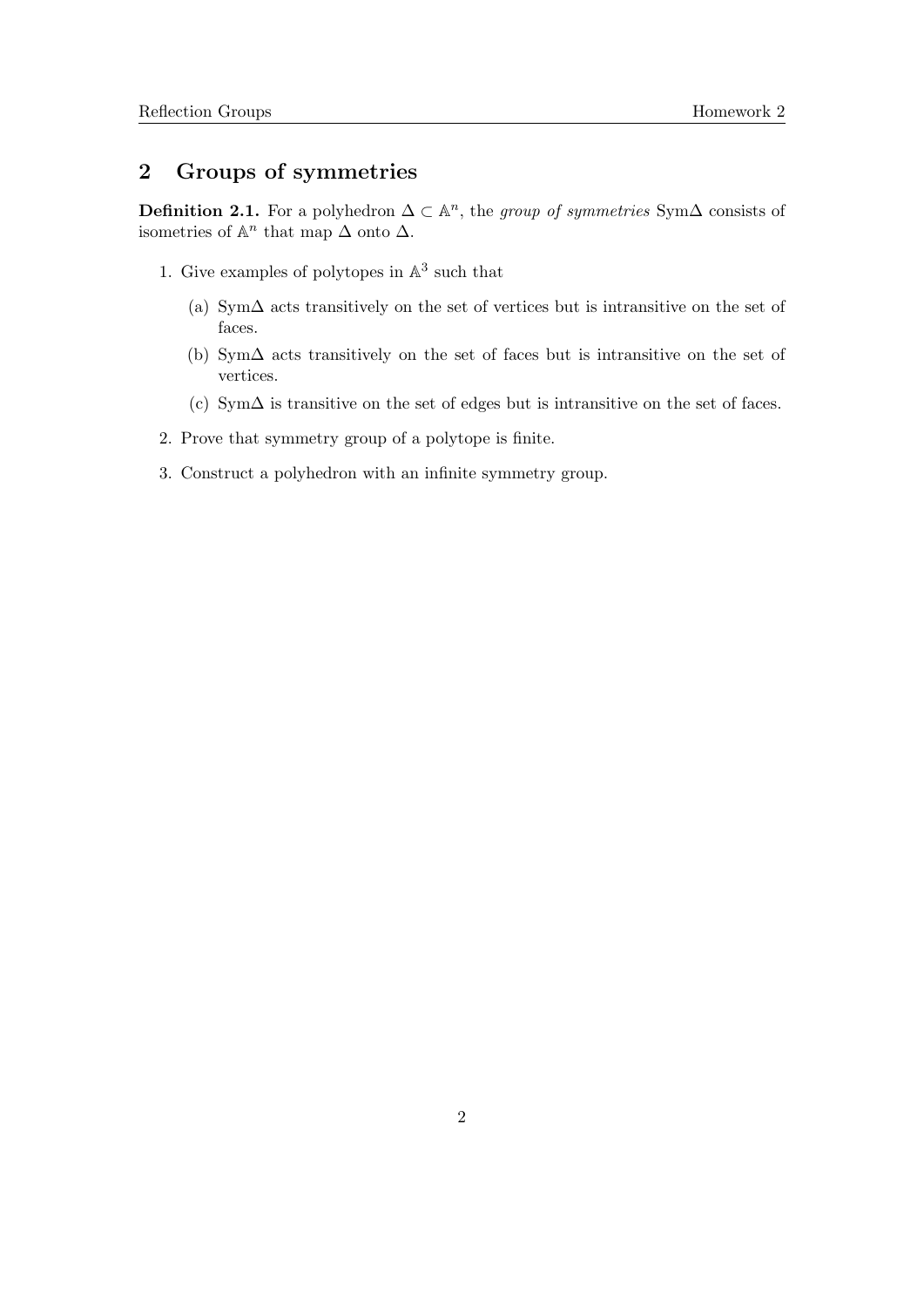## 2 Groups of symmetries

**Definition 2.1.** For a polyhedron $\Delta \subset \mathbb{A}^n$, the *group of symmetries* $\mathrm{Sym}\Delta$ consists of isometries of $\mathbb{A}^n$ that map $\Delta$ onto $\Delta$.

1. Give examples of polytopes in $\mathbb{A}^3$ such that
   (a) $\mathrm{Sym}\Delta$ acts transitively on the set of vertices but is intransitive on the set of faces.
   (b) $\mathrm{Sym}\Delta$ acts transitively on the set of faces but is intransitive on the set of vertices.
   (c) $\mathrm{Sym}\Delta$ is transitive on the set of edges but is intransitive on the set of faces.
2. Prove that symmetry group of a polytope is finite.
3. Construct a polyhedron with an infinite symmetry group.